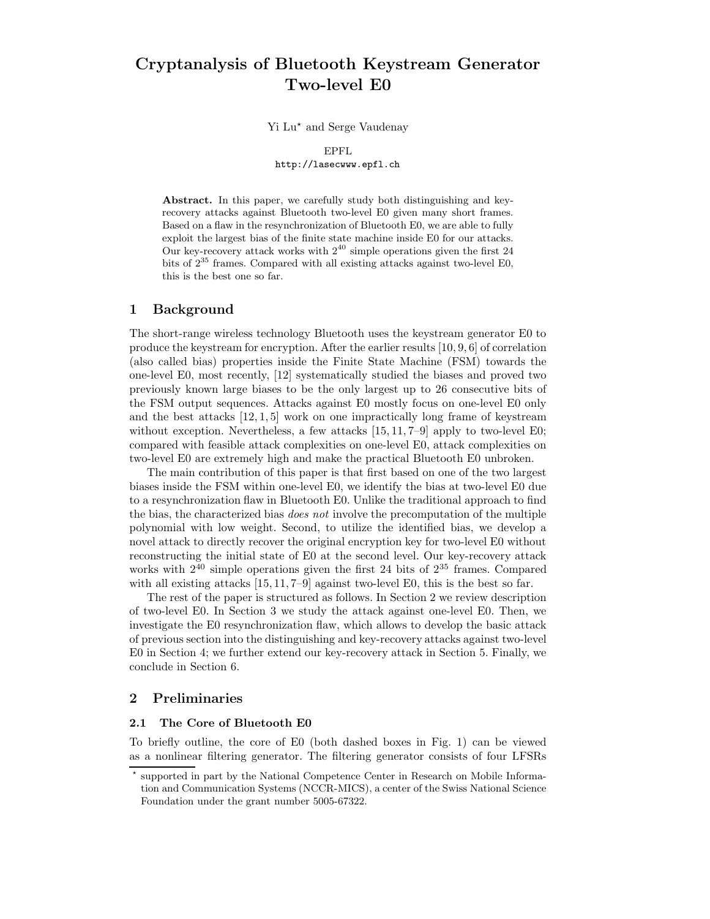# Cryptanalysis of Bluetooth Keystream Generator Two-level E0

Yi Lu* and Serge Vaudenay

EPFL
http://lasecwww.epfl.ch

**Abstract.** In this paper, we carefully study both distinguishing and key-recovery attacks against Bluetooth two-level E0 given many short frames. Based on a flaw in the resynchronization of Bluetooth E0, we are able to fully exploit the largest bias of the finite state machine inside E0 for our attacks. Our key-recovery attack works with $2^{40}$ simple operations given the first 24 bits of $2^{35}$ frames. Compared with all existing attacks against two-level E0, this is the best one so far.

## 1 Background

The short-range wireless technology Bluetooth uses the keystream generator E0 to produce the keystream for encryption. After the earlier results [10, 9, 6] of correlation (also called bias) properties inside the Finite State Machine (FSM) towards the one-level E0, most recently, [12] systematically studied the biases and proved two previously known large biases to be the only largest up to 26 consecutive bits of the FSM output sequences. Attacks against E0 mostly focus on one-level E0 only and the best attacks [12, 1, 5] work on one impractically long frame of keystream without exception. Nevertheless, a few attacks [15, 11, 7–9] apply to two-level E0; compared with feasible attack complexities on one-level E0, attack complexities on two-level E0 are extremely high and make the practical Bluetooth E0 unbroken.

The main contribution of this paper is that first based on one of the two largest biases inside the FSM within one-level E0, we identify the bias at two-level E0 due to a resynchronization flaw in Bluetooth E0. Unlike the traditional approach to find the bias, the characterized bias *does not* involve the precomputation of the multiple polynomial with low weight. Second, to utilize the identified bias, we develop a novel attack to directly recover the original encryption key for two-level E0 without reconstructing the initial state of E0 at the second level. Our key-recovery attack works with $2^{40}$ simple operations given the first 24 bits of $2^{35}$ frames. Compared with all existing attacks [15, 11, 7–9] against two-level E0, this is the best so far.

The rest of the paper is structured as follows. In Section 2 we review description of two-level E0. In Section 3 we study the attack against one-level E0. Then, we investigate the E0 resynchronization flaw, which allows to develop the basic attack of previous section into the distinguishing and key-recovery attacks against two-level E0 in Section 4; we further extend our key-recovery attack in Section 5. Finally, we conclude in Section 6.

## 2 Preliminaries

### 2.1 The Core of Bluetooth E0

To briefly outline, the core of E0 (both dashed boxes in Fig. 1) can be viewed as a nonlinear filtering generator. The filtering generator consists of four LFSRs

* supported in part by the National Competence Center in Research on Mobile Information and Communication Systems (NCCR-MICS), a center of the Swiss National Science Foundation under the grant number 5005-67322.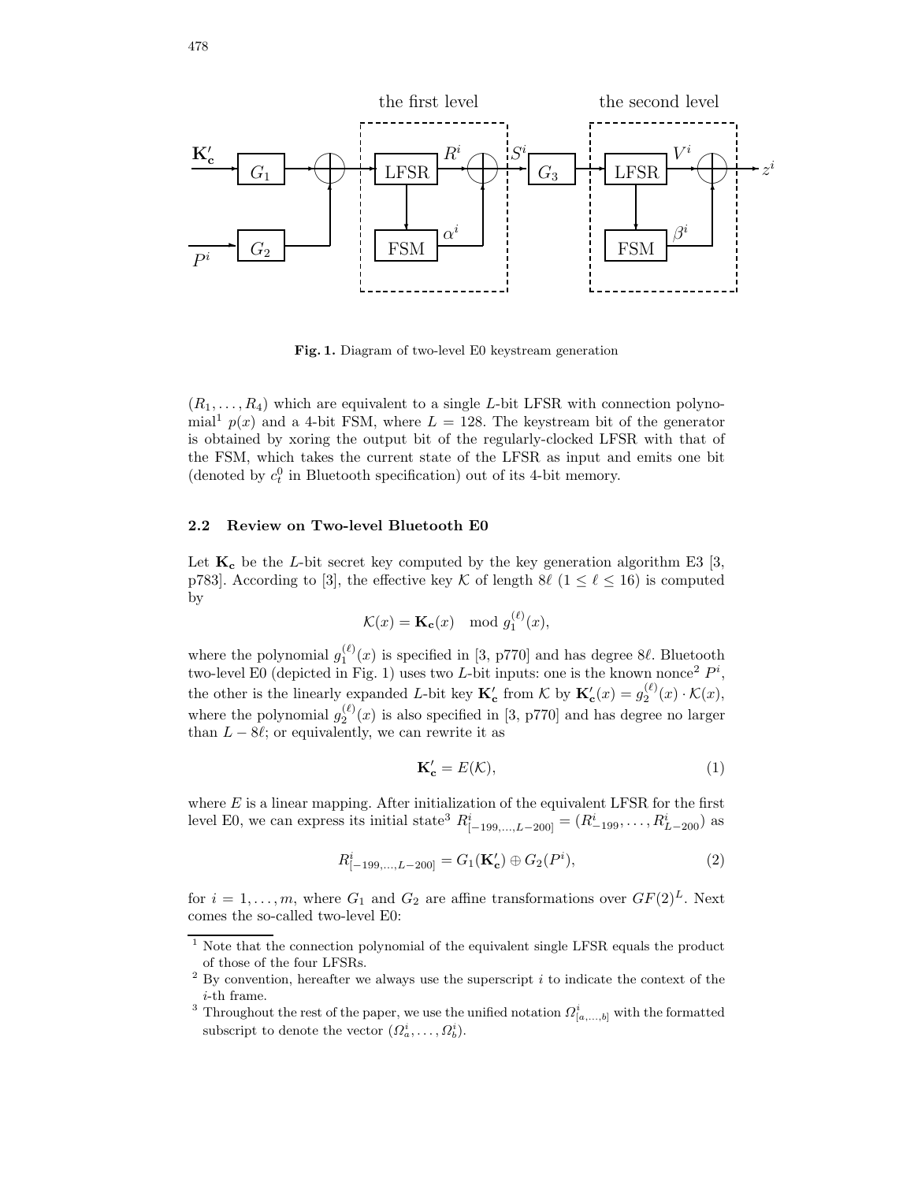Fig. 1. Diagram of two-level E0 keystream generation

$(R_1, \ldots, R_4)$ which are equivalent to a single $L$-bit LFSR with connection polynomial[1] $p(x)$ and a 4-bit FSM, where $L = 128$. The keystream bit of the generator is obtained by xoring the output bit of the regularly-clocked LFSR with that of the FSM, which takes the current state of the LFSR as input and emits one bit (denoted by $c_t^0$ in Bluetooth specification) out of its 4-bit memory.

### 2.2 Review on Two-level Bluetooth E0

Let $\mathbf{K_c}$ be the $L$-bit secret key computed by the key generation algorithm E3 [3, p783]. According to [3], the effective key $\mathcal{K}$ of length $8\ell$ ($1 \le \ell \le 16$) is computed by

$$\mathcal{K}(x) = \mathbf{K_c}(x) \mod g_1^{(\ell)}(x),$$

where the polynomial $g_1^{(\ell)}(x)$ is specified in [3, p770] and has degree $8\ell$. Bluetooth two-level E0 (depicted in Fig. 1) uses two $L$-bit inputs: one is the known nonce[2] $P^i$, the other is the linearly expanded $L$-bit key $\mathbf{K'_c}$ from $\mathcal{K}$ by $\mathbf{K'_c}(x) = g_2^{(\ell)}(x) \cdot \mathcal{K}(x)$, where the polynomial $g_2^{(\ell)}(x)$ is also specified in [3, p770] and has degree no larger than $L - 8\ell$; or equivalently, we can rewrite it as

$$\mathbf{K'_c} = E(\mathcal{K}), \tag{1}$$

where $E$ is a linear mapping. After initialization of the equivalent LFSR for the first level E0, we can express its initial state[3] $R^i_{[-199,\ldots,L-200]} = (R^i_{-199}, \ldots, R^i_{L-200})$ as

$$R^i_{[-199,\ldots,L-200]} = G_1(\mathbf{K'_c}) \oplus G_2(P^i), \tag{2}$$

for $i = 1, \ldots, m$, where $G_1$ and $G_2$ are affine transformations over $GF(2)^L$. Next comes the so-called two-level E0:

---

[1] Note that the connection polynomial of the equivalent single LFSR equals the product of those of the four LFSRs.

[2] By convention, hereafter we always use the superscript $i$ to indicate the context of the $i$-th frame.

[3] Throughout the rest of the paper, we use the unified notation $\Omega^i_{[a,\ldots,b]}$ with the formatted subscript to denote the vector $(\Omega^i_a, \ldots, \Omega^i_b)$.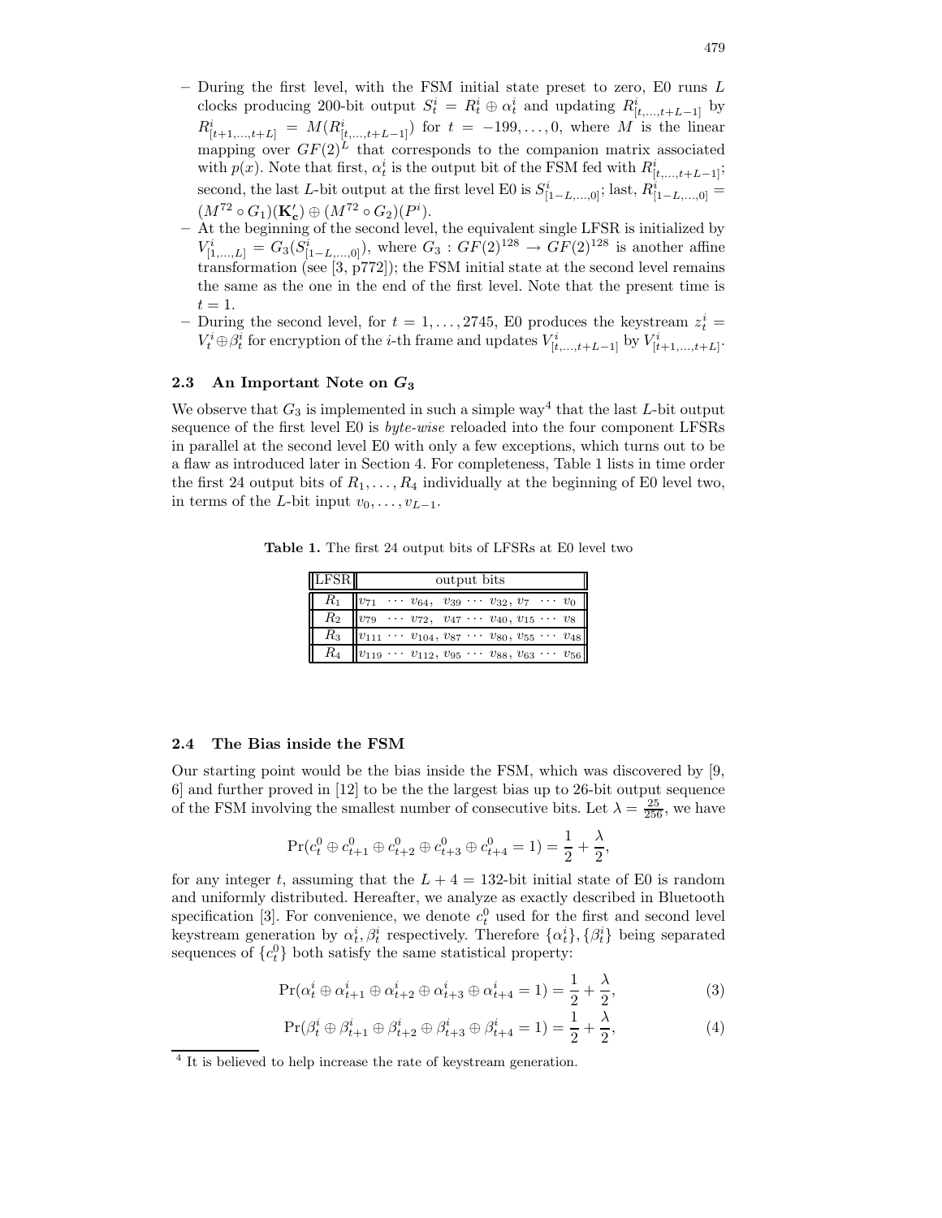- During the first level, with the FSM initial state preset to zero, E0 runs $L$ clocks producing 200-bit output $S_t^i = R_t^i \oplus \alpha_t^i$ and updating $R^i_{[t,\dots,t+L-1]}$ by $R^i_{[t+1,\dots,t+L]} = M(R^i_{[t,\dots,t+L-1]})$ for $t = -199, \dots, 0$, where $M$ is the linear mapping over $GF(2)^L$ that corresponds to the companion matrix associated with $p(x)$. Note that first, $\alpha_t^i$ is the output bit of the FSM fed with $R^i_{[t,\dots,t+L-1]}$; second, the last $L$-bit output at the first level E0 is $S^i_{[1-L,\dots,0]}$; last, $R^i_{[1-L,\dots,0]} = (M^{72} \circ G_1)(\mathbf{K_c'}) \oplus (M^{72} \circ G_2)(P^i)$.
- At the beginning of the second level, the equivalent single LFSR is initialized by $V^i_{[1,\dots,L]} = G_3(S^i_{[1-L,\dots,0]})$, where $G_3 : GF(2)^{128} \rightarrow GF(2)^{128}$ is another affine transformation (see [3, p772]); the FSM initial state at the second level remains the same as the one in the end of the first level. Note that the present time is $t = 1$.
- During the second level, for $t = 1, \dots, 2745$, E0 produces the keystream $z_t^i = V_t^i \oplus \beta_t^i$ for encryption of the $i$-th frame and updates $V^i_{[t,\dots,t+L-1]}$ by $V^i_{[t+1,\dots,t+L]}$.

### 2.3 An Important Note on $G_3$

We observe that $G_3$ is implemented in such a simple way[4] that the last $L$-bit output sequence of the first level E0 is *byte-wise* reloaded into the four component LFSRs in parallel at the second level E0 with only a few exceptions, which turns out to be a flaw as introduced later in Section 4. For completeness, Table 1 lists in time order the first 24 output bits of $R_1, \dots, R_4$ individually at the beginning of E0 level two, in terms of the $L$-bit input $v_0, \dots, v_{L-1}$.

**Table 1.** The first 24 output bits of LFSRs at E0 level two

| LFSR | output bits |
|---|---|
| $R_1$ | $v_{71} \cdots v_{64},\ v_{39} \cdots v_{32},\ v_7 \cdots v_0$ |
| $R_2$ | $v_{79} \cdots v_{72},\ v_{47} \cdots v_{40},\ v_{15} \cdots v_8$ |
| $R_3$ | $v_{111} \cdots v_{104},\ v_{87} \cdots v_{80},\ v_{55} \cdots v_{48}$ |
| $R_4$ | $v_{119} \cdots v_{112},\ v_{95} \cdots v_{88},\ v_{63} \cdots v_{56}$ |

### 2.4 The Bias inside the FSM

Our starting point would be the bias inside the FSM, which was discovered by [9, 6] and further proved in [12] to be the the largest bias up to 26-bit output sequence of the FSM involving the smallest number of consecutive bits. Let $\lambda = \frac{25}{256}$, we have

$$\Pr(c_t^0 \oplus c_{t+1}^0 \oplus c_{t+2}^0 \oplus c_{t+3}^0 \oplus c_{t+4}^0 = 1) = \frac{1}{2} + \frac{\lambda}{2},$$

for any integer $t$, assuming that the $L + 4 = 132$-bit initial state of E0 is random and uniformly distributed. Hereafter, we analyze as exactly described in Bluetooth specification [3]. For convenience, we denote $c_t^0$ used for the first and second level keystream generation by $\alpha_t^i, \beta_t^i$ respectively. Therefore $\{\alpha_t^i\}, \{\beta_t^i\}$ being separated sequences of $\{c_t^0\}$ both satisfy the same statistical property:

$$\Pr(\alpha_t^i \oplus \alpha_{t+1}^i \oplus \alpha_{t+2}^i \oplus \alpha_{t+3}^i \oplus \alpha_{t+4}^i = 1) = \frac{1}{2} + \frac{\lambda}{2}, \tag{3}$$

$$\Pr(\beta_t^i \oplus \beta_{t+1}^i \oplus \beta_{t+2}^i \oplus \beta_{t+3}^i \oplus \beta_{t+4}^i = 1) = \frac{1}{2} + \frac{\lambda}{2}, \tag{4}$$

[4] It is believed to help increase the rate of keystream generation.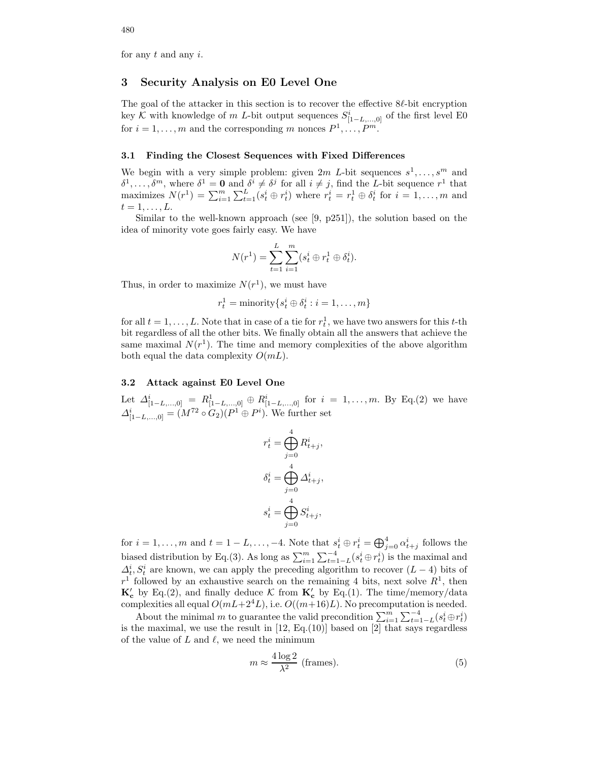for any $t$ and any $i$.

## 3 Security Analysis on E0 Level One

The goal of the attacker in this section is to recover the effective $8\ell$-bit encryption key $\mathcal{K}$ with knowledge of $m$ $L$-bit output sequences $S^i_{[1-L,\dots,0]}$ of the first level E0 for $i = 1,\dots,m$ and the corresponding $m$ nonces $P^1,\dots,P^m$.

### 3.1 Finding the Closest Sequences with Fixed Differences

We begin with a very simple problem: given $2m$ $L$-bit sequences $s^1,\dots,s^m$ and $\delta^1,\dots,\delta^m$, where $\delta^1 = \mathbf{0}$ and $\delta^i \neq \delta^j$ for all $i \neq j$, find the $L$-bit sequence $r^1$ that maximizes $N(r^1) = \sum_{i=1}^{m}\sum_{t=1}^{L}(s^i_t \oplus r^i_t)$ where $r^i_t = r^1_t \oplus \delta^i_t$ for $i = 1,\dots,m$ and $t = 1,\dots,L$.

Similar to the well-known approach (see [9, p251]), the solution based on the idea of minority vote goes fairly easy. We have

$$N(r^1) = \sum_{t=1}^{L}\sum_{i=1}^{m}(s^i_t \oplus r^1_t \oplus \delta^i_t).$$

Thus, in order to maximize $N(r^1)$, we must have

$$r^1_t = \text{minority}\{s^i_t \oplus \delta^i_t : i = 1,\dots,m\}$$

for all $t = 1,\dots,L$. Note that in case of a tie for $r^1_t$, we have two answers for this $t$-th bit regardless of all the other bits. We finally obtain all the answers that achieve the same maximal $N(r^1)$. The time and memory complexities of the above algorithm both equal the data complexity $O(mL)$.

### 3.2 Attack against E0 Level One

Let $\Delta^i_{[1-L,\dots,0]} = R^1_{[1-L,\dots,0]} \oplus R^i_{[1-L,\dots,0]}$ for $i = 1,\dots,m$. By Eq.(2) we have $\Delta^i_{[1-L,\dots,0]} = (M^{72} \circ G_2)(P^1 \oplus P^i)$. We further set

$$r^i_t = \bigoplus_{j=0}^{4} R^i_{t+j},$$

$$\delta^i_t = \bigoplus_{j=0}^{4} \Delta^i_{t+j},$$

$$s^i_t = \bigoplus_{j=0}^{4} S^i_{t+j},$$

for $i = 1,\dots,m$ and $t = 1-L,\dots,-4$. Note that $s^i_t \oplus r^i_t = \bigoplus_{j=0}^{4} \alpha^i_{t+j}$ follows the biased distribution by Eq.(3). As long as $\sum_{i=1}^{m}\sum_{t=1-L}^{-4}(s^i_t \oplus r^i_t)$ is the maximal and $\Delta^i_t, S^i_t$ are known, we can apply the preceding algorithm to recover $(L-4)$ bits of $r^1$ followed by an exhaustive search on the remaining 4 bits, next solve $R^1$, then $\mathbf{K'_c}$ by Eq.(2), and finally deduce $\mathcal{K}$ from $\mathbf{K'_c}$ by Eq.(1). The time/memory/data complexities all equal $O(mL + 2^4L)$, i.e. $O((m+16)L)$. No precomputation is needed.

About the minimal $m$ to guarantee the valid precondition $\sum_{i=1}^{m}\sum_{t=1-L}^{-4}(s^i_t \oplus r^i_t)$ is the maximal, we use the result in [12, Eq.(10)] based on [2] that says regardless of the value of $L$ and $\ell$, we need the minimum

$$m \approx \frac{4\log 2}{\lambda^2} \text{ (frames).} \tag{5}$$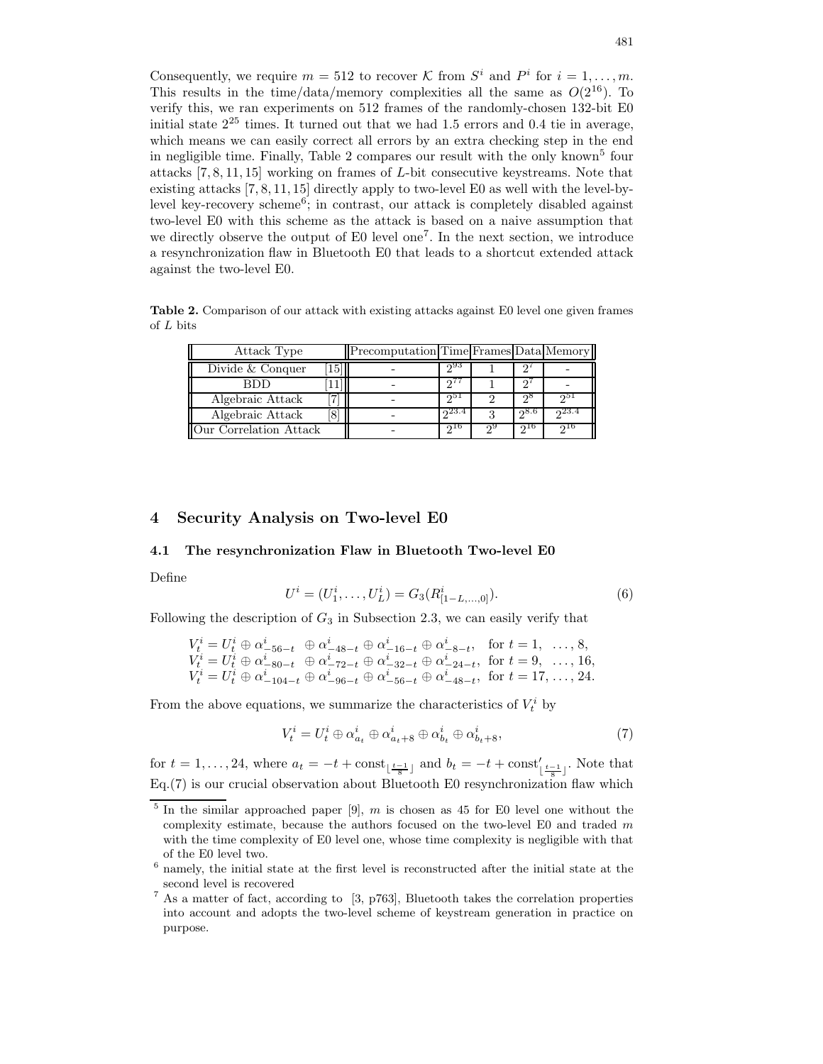Consequently, we require $m = 512$ to recover $\mathcal{K}$ from $S^i$ and $P^i$ for $i = 1, \ldots, m$. This results in the time/data/memory complexities all the same as $O(2^{16})$. To verify this, we ran experiments on 512 frames of the randomly-chosen 132-bit E0 initial state $2^{25}$ times. It turned out that we had 1.5 errors and 0.4 tie in average, which means we can easily correct all errors by an extra checking step in the end in negligible time. Finally, Table 2 compares our result with the only known[5] four attacks [7, 8, 11, 15] working on frames of $L$-bit consecutive keystreams. Note that existing attacks [7, 8, 11, 15] directly apply to two-level E0 as well with the level-by-level key-recovery scheme[6]; in contrast, our attack is completely disabled against two-level E0 with this scheme as the attack is based on a naive assumption that we directly observe the output of E0 level one[7]. In the next section, we introduce a resynchronization flaw in Bluetooth E0 that leads to a shortcut extended attack against the two-level E0.

**Table 2.** Comparison of our attack with existing attacks against E0 level one given frames of $L$ bits

| Attack Type | Precomputation | Time | Frames | Data | Memory |
|---|---|---|---|---|---|
| Divide & Conquer [15] | - | $2^{93}$ | 1 | $2^7$ | - |
| BDD [11] | - | $2^{77}$ | 1 | $2^7$ | - |
| Algebraic Attack [7] | - | $2^{51}$ | 2 | $2^8$ | $2^{51}$ |
| Algebraic Attack [8] | - | $2^{23.4}$ | 3 | $2^{8.6}$ | $2^{23.4}$ |
| Our Correlation Attack | - | $2^{16}$ | $2^9$ | $2^{16}$ | $2^{16}$ |

## 4 Security Analysis on Two-level E0

### 4.1 The resynchronization Flaw in Bluetooth Two-level E0

Define

$$U^i = (U^i_1, \ldots, U^i_L) = G_3(R^i_{[1-L,\ldots,0]}). \tag{6}$$

Following the description of $G_3$ in Subsection 2.3, we can easily verify that

$$\begin{array}{ll}
V^i_t = U^i_t \oplus \alpha^i_{-56-t} \oplus \alpha^i_{-48-t} \oplus \alpha^i_{-16-t} \oplus \alpha^i_{-8-t}, & \text{for } t = 1, \ldots, 8, \\
V^i_t = U^i_t \oplus \alpha^i_{-80-t} \oplus \alpha^i_{-72-t} \oplus \alpha^i_{-32-t} \oplus \alpha^i_{-24-t}, & \text{for } t = 9, \ldots, 16, \\
V^i_t = U^i_t \oplus \alpha^i_{-104-t} \oplus \alpha^i_{-96-t} \oplus \alpha^i_{-56-t} \oplus \alpha^i_{-48-t}, & \text{for } t = 17, \ldots, 24.
\end{array}$$

From the above equations, we summarize the characteristics of $V^i_t$ by

$$V^i_t = U^i_t \oplus \alpha^i_{a_t} \oplus \alpha^i_{a_t+8} \oplus \alpha^i_{b_t} \oplus \alpha^i_{b_t+8}, \tag{7}$$

for $t = 1, \ldots, 24$, where $a_t = -t + \text{const}_{\lfloor \frac{t-1}{8} \rfloor}$ and $b_t = -t + \text{const}'_{\lfloor \frac{t-1}{8} \rfloor}$. Note that Eq.(7) is our crucial observation about Bluetooth E0 resynchronization flaw which

[5] In the similar approached paper [9], $m$ is chosen as 45 for E0 level one without the complexity estimate, because the authors focused on the two-level E0 and traded $m$ with the time complexity of E0 level one, whose time complexity is negligible with that of the E0 level two.

[6] namely, the initial state at the first level is reconstructed after the initial state at the second level is recovered

[7] As a matter of fact, according to [3, p763], Bluetooth takes the correlation properties into account and adopts the two-level scheme of keystream generation in practice on purpose.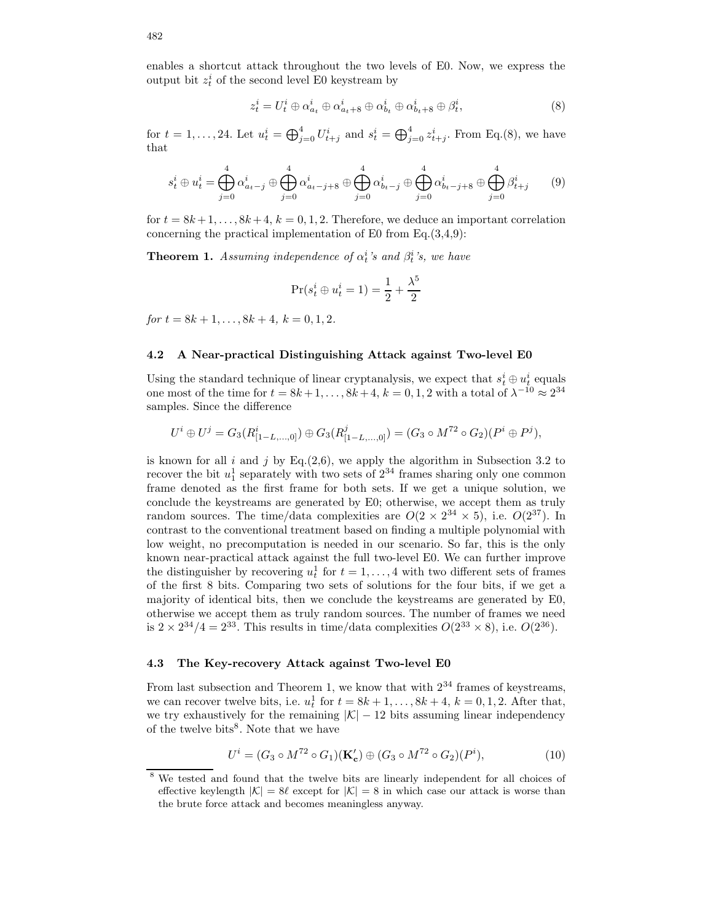enables a shortcut attack throughout the two levels of E0. Now, we express the output bit $z_t^i$ of the second level E0 keystream by

$$z_t^i = U_t^i \oplus \alpha_{a_t}^i \oplus \alpha_{a_t+8}^i \oplus \alpha_{b_t}^i \oplus \alpha_{b_t+8}^i \oplus \beta_t^i, \tag{8}$$

for $t = 1, \ldots, 24$. Let $u_t^i = \bigoplus_{j=0}^4 U_{t+j}^i$ and $s_t^i = \bigoplus_{j=0}^4 z_{t+j}^i$. From Eq.(8), we have that

$$s_t^i \oplus u_t^i = \bigoplus_{j=0}^{4} \alpha_{a_t-j}^i \oplus \bigoplus_{j=0}^{4} \alpha_{a_t-j+8}^i \oplus \bigoplus_{j=0}^{4} \alpha_{b_t-j}^i \oplus \bigoplus_{j=0}^{4} \alpha_{b_t-j+8}^i \oplus \bigoplus_{j=0}^{4} \beta_{t+j}^i \tag{9}$$

for $t = 8k+1, \ldots, 8k+4$, $k = 0, 1, 2$. Therefore, we deduce an important correlation concerning the practical implementation of E0 from Eq.(3,4,9):

**Theorem 1.** *Assuming independence of $\alpha_t^i$'s and $\beta_t^i$'s, we have*

$$\Pr(s_t^i \oplus u_t^i = 1) = \frac{1}{2} + \frac{\lambda^5}{2}$$

*for $t = 8k+1, \ldots, 8k+4$, $k = 0, 1, 2$.*

### 4.2 A Near-practical Distinguishing Attack against Two-level E0

Using the standard technique of linear cryptanalysis, we expect that $s_t^i \oplus u_t^i$ equals one most of the time for $t = 8k+1, \ldots, 8k+4$, $k = 0, 1, 2$ with a total of $\lambda^{-10} \approx 2^{34}$ samples. Since the difference

$$U^i \oplus U^j = G_3(R_{[1-L,\ldots,0]}^i) \oplus G_3(R_{[1-L,\ldots,0]}^j) = (G_3 \circ M^{72} \circ G_2)(P^i \oplus P^j),$$

is known for all $i$ and $j$ by Eq.(2,6), we apply the algorithm in Subsection 3.2 to recover the bit $u_1^1$ separately with two sets of $2^{34}$ frames sharing only one common frame denoted as the first frame for both sets. If we get a unique solution, we conclude the keystreams are generated by E0; otherwise, we accept them as truly random sources. The time/data complexities are $O(2 \times 2^{34} \times 5)$, i.e. $O(2^{37})$. In contrast to the conventional treatment based on finding a multiple polynomial with low weight, no precomputation is needed in our scenario. So far, this is the only known near-practical attack against the full two-level E0. We can further improve the distinguisher by recovering $u_t^1$ for $t = 1, \ldots, 4$ with two different sets of frames of the first 8 bits. Comparing two sets of solutions for the four bits, if we get a majority of identical bits, then we conclude the keystreams are generated by E0, otherwise we accept them as truly random sources. The number of frames we need is $2 \times 2^{34}/4 = 2^{33}$. This results in time/data complexities $O(2^{33} \times 8)$, i.e. $O(2^{36})$.

### 4.3 The Key-recovery Attack against Two-level E0

From last subsection and Theorem 1, we know that with $2^{34}$ frames of keystreams, we can recover twelve bits, i.e. $u_t^1$ for $t = 8k+1, \ldots, 8k+4$, $k = 0, 1, 2$. After that, we try exhaustively for the remaining $|\mathcal{K}| - 12$ bits assuming linear independency of the twelve bits[8]. Note that we have

$$U^i = (G_3 \circ M^{72} \circ G_1)(\mathbf{K_c'}) \oplus (G_3 \circ M^{72} \circ G_2)(P^i), \tag{10}$$

[8] We tested and found that the twelve bits are linearly independent for all choices of effective keylength $|\mathcal{K}| = 8\ell$ except for $|\mathcal{K}| = 8$ in which case our attack is worse than the brute force attack and becomes meaningless anyway.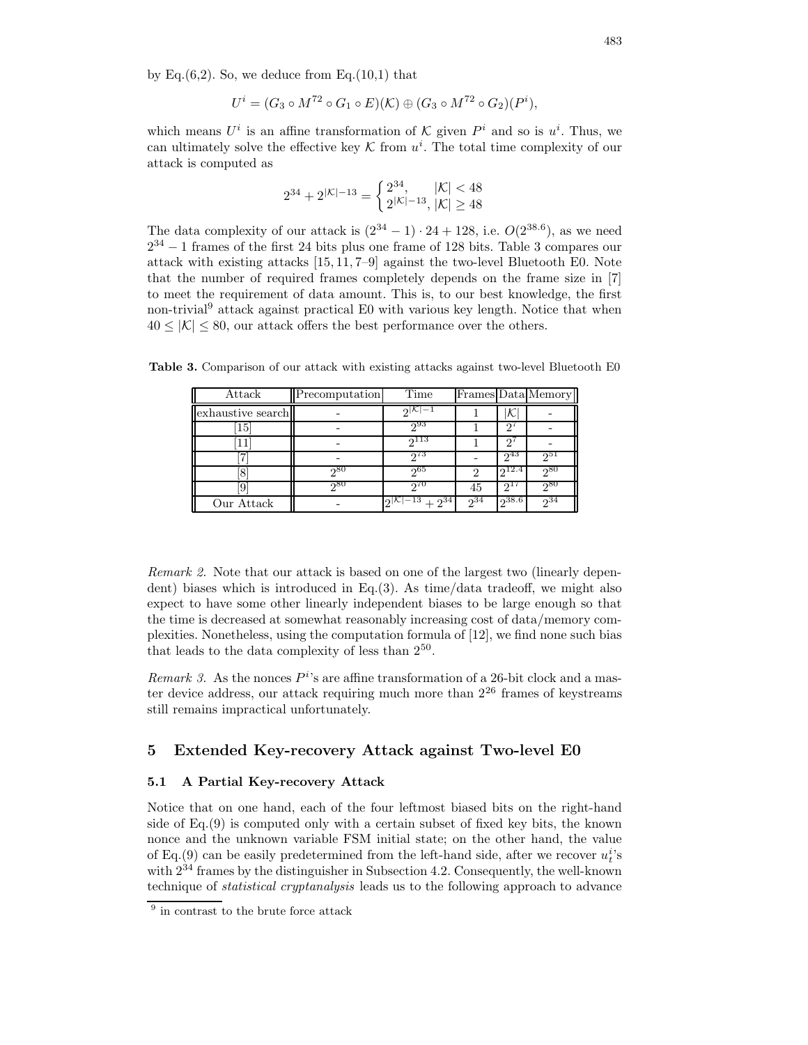by Eq.(6,2). So, we deduce from Eq.(10,1) that

$$U^i = (G_3 \circ M^{72} \circ G_1 \circ E)(\mathcal{K}) \oplus (G_3 \circ M^{72} \circ G_2)(P^i),$$

which means $U^i$ is an affine transformation of $\mathcal{K}$ given $P^i$ and so is $u^i$. Thus, we can ultimately solve the effective key $\mathcal{K}$ from $u^i$. The total time complexity of our attack is computed as

$$2^{34} + 2^{|\mathcal{K}|-13} = \begin{cases} 2^{34}, & |\mathcal{K}| < 48 \\ 2^{|\mathcal{K}|-13}, & |\mathcal{K}| \geq 48 \end{cases}$$

The data complexity of our attack is $(2^{34} - 1) \cdot 24 + 128$, i.e. $O(2^{38.6})$, as we need $2^{34} - 1$ frames of the first 24 bits plus one frame of 128 bits. Table 3 compares our attack with existing attacks [15, 11, 7–9] against the two-level Bluetooth E0. Note that the number of required frames completely depends on the frame size in [7] to meet the requirement of data amount. This is, to our best knowledge, the first non-trivial[9] attack against practical E0 with various key length. Notice that when $40 \leq |\mathcal{K}| \leq 80$, our attack offers the best performance over the others.

**Table 3.** Comparison of our attack with existing attacks against two-level Bluetooth E0

| Attack | Precomputation | Time | Frames | Data | Memory |
|---|---|---|---|---|---|
| exhaustive search | - | $2^{\|\mathcal{K}\|-1}$ | 1 | $\|\mathcal{K}\|$ | - |
| [15] | - | $2^{93}$ | 1 | $2^7$ | - |
| [11] | - | $2^{113}$ | 1 | $2^7$ | - |
| [7] | - | $2^{73}$ | - | $2^{43}$ | $2^{51}$ |
| [8] | $2^{80}$ | $2^{65}$ | 2 | $2^{12.4}$ | $2^{80}$ |
| [9] | $2^{80}$ | $2^{70}$ | 45 | $2^{17}$ | $2^{80}$ |
| Our Attack | - | $2^{\|\mathcal{K}\|-13} + 2^{34}$ | $2^{34}$ | $2^{38.6}$ | $2^{34}$ |

*Remark 2.* Note that our attack is based on one of the largest two (linearly dependent) biases which is introduced in Eq.(3). As time/data tradeoff, we might also expect to have some other linearly independent biases to be large enough so that the time is decreased at somewhat reasonably increasing cost of data/memory complexities. Nonetheless, using the computation formula of [12], we find none such bias that leads to the data complexity of less than $2^{50}$.

*Remark 3.* As the nonces $P^i$'s are affine transformation of a 26-bit clock and a master device address, our attack requiring much more than $2^{26}$ frames of keystreams still remains impractical unfortunately.

## 5 Extended Key-recovery Attack against Two-level E0

### 5.1 A Partial Key-recovery Attack

Notice that on one hand, each of the four leftmost biased bits on the right-hand side of Eq.(9) is computed only with a certain subset of fixed key bits, the known nonce and the unknown variable FSM initial state; on the other hand, the value of Eq.(9) can be easily predetermined from the left-hand side, after we recover $u_t^i$'s with $2^{34}$ frames by the distinguisher in Subsection 4.2. Consequently, the well-known technique of *statistical cryptanalysis* leads us to the following approach to advance

[9] in contrast to the brute force attack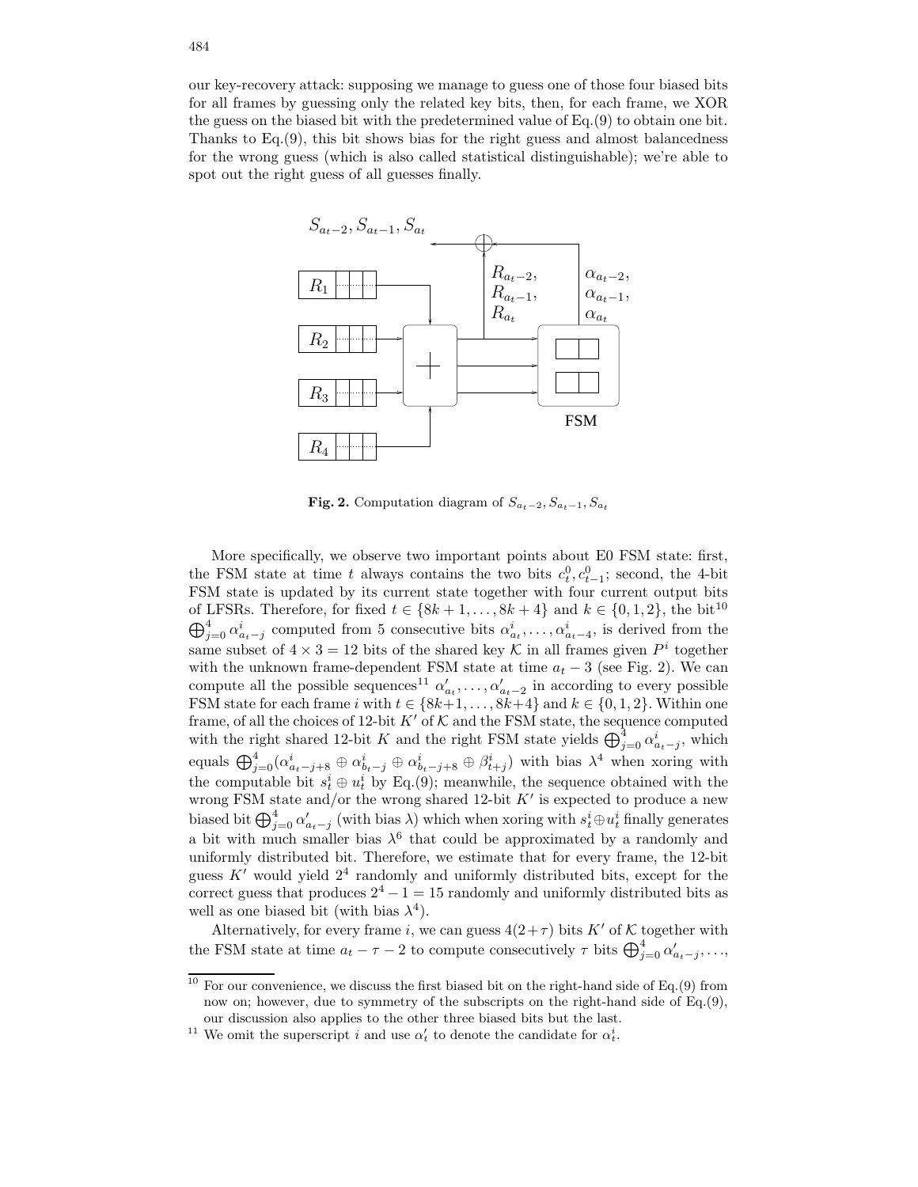our key-recovery attack: supposing we manage to guess one of those four biased bits for all frames by guessing only the related key bits, then, for each frame, we XOR the guess on the biased bit with the predetermined value of Eq.(9) to obtain one bit. Thanks to Eq.(9), this bit shows bias for the right guess and almost balancedness for the wrong guess (which is also called statistical distinguishable); we're able to spot out the right guess of all guesses finally.

**Fig. 2.** Computation diagram of $S_{a_t-2}, S_{a_t-1}, S_{a_t}$

More specifically, we observe two important points about E0 FSM state: first, the FSM state at time $t$ always contains the two bits $c_t^0, c_{t-1}^0$; second, the 4-bit FSM state is updated by its current state together with four current output bits of LFSRs. Therefore, for fixed $t \in \{8k+1, \ldots, 8k+4\}$ and $k \in \{0, 1, 2\}$, the bit[10] $\bigoplus_{j=0}^{4} \alpha_{a_t-j}^i$ computed from 5 consecutive bits $\alpha_{a_t}^i, \ldots, \alpha_{a_t-4}^i$, is derived from the same subset of $4 \times 3 = 12$ bits of the shared key $\mathcal{K}$ in all frames given $P^i$ together with the unknown frame-dependent FSM state at time $a_t - 3$ (see Fig. 2). We can compute all the possible sequences[11] $\alpha'_{a_t}, \ldots, \alpha'_{a_t-2}$ in according to every possible FSM state for each frame $i$ with $t \in \{8k+1, \ldots, 8k+4\}$ and $k \in \{0, 1, 2\}$. Within one frame, of all the choices of 12-bit $K'$ of $\mathcal{K}$ and the FSM state, the sequence computed with the right shared 12-bit $K$ and the right FSM state yields $\bigoplus_{j=0}^{4} \alpha_{a_t-j}^i$, which equals $\bigoplus_{j=0}^{4}(\alpha_{a_t-j+8}^i \oplus \alpha_{b_t-j}^i \oplus \alpha_{b_t-j+8}^i \oplus \beta_{t+j}^i)$ with bias $\lambda^4$ when xoring with the computable bit $s_t^i \oplus u_t^i$ by Eq.(9); meanwhile, the sequence obtained with the wrong FSM state and/or the wrong shared 12-bit $K'$ is expected to produce a new biased bit $\bigoplus_{j=0}^{4} \alpha'_{a_t-j}$ (with bias $\lambda$) which when xoring with $s_t^i \oplus u_t^i$ finally generates a bit with much smaller bias $\lambda^6$ that could be approximated by a randomly and uniformly distributed bit. Therefore, we estimate that for every frame, the 12-bit guess $K'$ would yield $2^4$ randomly and uniformly distributed bits, except for the correct guess that produces $2^4 - 1 = 15$ randomly and uniformly distributed bits as well as one biased bit (with bias $\lambda^4$).

Alternatively, for every frame $i$, we can guess $4(2+\tau)$ bits $K'$ of $\mathcal{K}$ together with the FSM state at time $a_t - \tau - 2$ to compute consecutively $\tau$ bits $\bigoplus_{j=0}^{4} \alpha'_{a_t-j}, \ldots,$

[10] For our convenience, we discuss the first biased bit on the right-hand side of Eq.(9) from now on; however, due to symmetry of the subscripts on the right-hand side of Eq.(9), our discussion also applies to the other three biased bits but the last.

[11] We omit the superscript $i$ and use $\alpha'_t$ to denote the candidate for $\alpha_t^i$.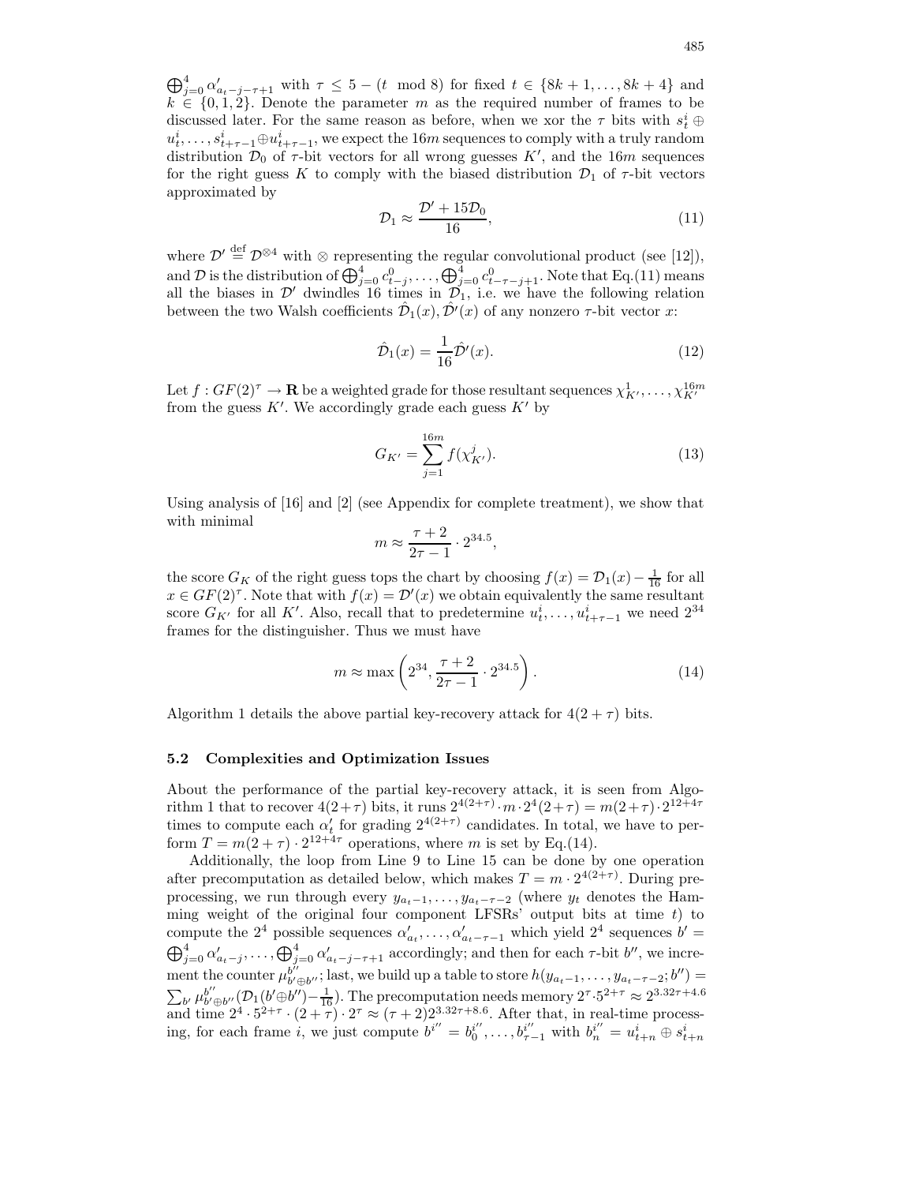$\bigoplus_{j=0}^{4} \alpha'_{a_t-j-\tau+1}$ with $\tau \leq 5-(t \mod 8)$ for fixed $t \in \{8k+1,\ldots,8k+4\}$ and $k \in \{0,1,2\}$. Denote the parameter $m$ as the required number of frames to be discussed later. For the same reason as before, when we xor the $\tau$ bits with $s_t^i \oplus u_t^i,\ldots,s_{t+\tau-1}^i \oplus u_{t+\tau-1}^i$, we expect the $16m$ sequences to comply with a truly random distribution $\mathcal{D}_0$ of $\tau$-bit vectors for all wrong guesses $K'$, and the $16m$ sequences for the right guess $K$ to comply with the biased distribution $\mathcal{D}_1$ of $\tau$-bit vectors approximated by

$$\mathcal{D}_1 \approx \frac{\mathcal{D}' + 15\mathcal{D}_0}{16}, \tag{11}$$

where $\mathcal{D}' \stackrel{\text{def}}{=} \mathcal{D}^{\otimes 4}$ with $\otimes$ representing the regular convolutional product (see [12]), and $\mathcal{D}$ is the distribution of $\bigoplus_{j=0}^{4} c_{t-j}^0,\ldots,\bigoplus_{j=0}^{4} c_{t-\tau-j+1}^0$. Note that Eq.(11) means all the biases in $\mathcal{D}'$ dwindles 16 times in $\mathcal{D}_1$, i.e. we have the following relation between the two Walsh coefficients $\hat{\mathcal{D}}_1(x), \hat{\mathcal{D}}'(x)$ of any nonzero $\tau$-bit vector $x$:

$$\hat{\mathcal{D}}_1(x) = \frac{1}{16}\hat{\mathcal{D}}'(x). \tag{12}$$

Let $f : GF(2)^\tau \rightarrow \mathbf{R}$ be a weighted grade for those resultant sequences $\chi_{K'}^1,\ldots,\chi_{K'}^{16m}$ from the guess $K'$. We accordingly grade each guess $K'$ by

$$G_{K'} = \sum_{j=1}^{16m} f(\chi_{K'}^j). \tag{13}$$

Using analysis of [16] and [2] (see Appendix for complete treatment), we show that with minimal

$$m \approx \frac{\tau+2}{2\tau-1} \cdot 2^{34.5},$$

the score $G_K$ of the right guess tops the chart by choosing $f(x) = \mathcal{D}_1(x) - \frac{1}{16}$ for all $x \in GF(2)^\tau$. Note that with $f(x) = \mathcal{D}'(x)$ we obtain equivalently the same resultant score $G_{K'}$ for all $K'$. Also, recall that to predetermine $u_t^i,\ldots,u_{t+\tau-1}^i$ we need $2^{34}$ frames for the distinguisher. Thus we must have

$$m \approx \max\left(2^{34}, \frac{\tau+2}{2\tau-1} \cdot 2^{34.5}\right). \tag{14}$$

Algorithm 1 details the above partial key-recovery attack for $4(2+\tau)$ bits.

### 5.2 Complexities and Optimization Issues

About the performance of the partial key-recovery attack, it is seen from Algorithm 1 that to recover $4(2+\tau)$ bits, it runs $2^{4(2+\tau)} \cdot m \cdot 2^4(2+\tau) = m(2+\tau)\cdot 2^{12+4\tau}$ times to compute each $\alpha'_t$ for grading $2^{4(2+\tau)}$ candidates. In total, we have to perform $T = m(2+\tau)\cdot 2^{12+4\tau}$ operations, where $m$ is set by Eq.(14).

Additionally, the loop from Line 9 to Line 15 can be done by one operation after precomputation as detailed below, which makes $T = m \cdot 2^{4(2+\tau)}$. During preprocessing, we run through every $y_{a_t-1},\ldots,y_{a_t-\tau-2}$ (where $y_t$ denotes the Hamming weight of the original four component LFSRs' output bits at time $t$) to compute the $2^4$ possible sequences $\alpha'_{a_t},\ldots,\alpha'_{a_t-\tau-1}$ which yield $2^4$ sequences $b' = \bigoplus_{j=0}^{4}\alpha'_{a_t-j},\ldots,\bigoplus_{j=0}^{4}\alpha'_{a_t-j-\tau+1}$ accordingly; and then for each $\tau$-bit $b''$, we increment the counter $\mu_{b'\oplus b''}^{b''}$; last, we build up a table to store $h(y_{a_t-1},\ldots,y_{a_t-\tau-2};b'') = \sum_{b'}\mu_{b'\oplus b''}^{b''}(\mathcal{D}_1(b'\oplus b'')-\frac{1}{16})$. The precomputation needs memory $2^\tau\cdot 5^{2+\tau} \approx 2^{3.32\tau+4.6}$ and time $2^4\cdot 5^{2+\tau}\cdot(2+\tau)\cdot 2^\tau \approx (\tau+2)2^{3.32\tau+8.6}$. After that, in real-time processing, for each frame $i$, we just compute $b^{i''} = b_0^{i''},\ldots,b_{\tau-1}^{i''}$ with $b_n^{i''} = u_{t+n}^i \oplus s_{t+n}^i$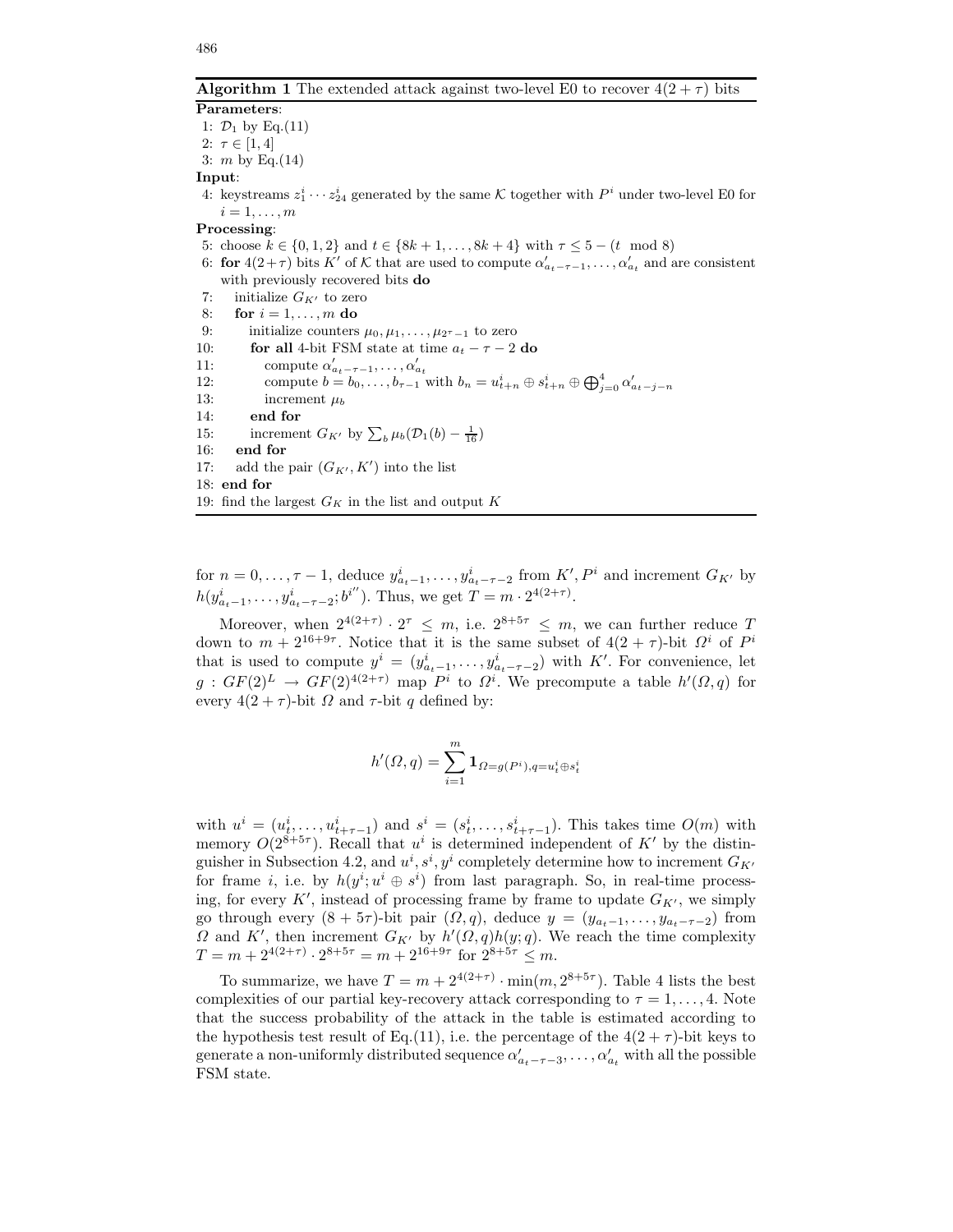**Algorithm 1** The extended attack against two-level E0 to recover $4(2+\tau)$ bits

**Parameters**:

1: $\mathcal{D}_1$ by Eq.(11)
2: $\tau \in [1, 4]$
3: $m$ by Eq.(14)

**Input**:

4: keystreams $z_1^i \cdots z_{24}^i$ generated by the same $\mathcal{K}$ together with $P^i$ under two-level E0 for $i = 1, \ldots, m$

**Processing**:

5: choose $k \in \{0, 1, 2\}$ and $t \in \{8k+1, \ldots, 8k+4\}$ with $\tau \leq 5 - (t \mod 8)$
6: **for** $4(2+\tau)$ bits $K'$ of $\mathcal{K}$ that are used to compute $\alpha'_{a_t-\tau-1}, \ldots, \alpha'_{a_t}$ and are consistent with previously recovered bits **do**
7: initialize $G_{K'}$ to zero
8: **for** $i = 1, \ldots, m$ **do**
9: initialize counters $\mu_0, \mu_1, \ldots, \mu_{2^\tau-1}$ to zero
10: **for all** 4-bit FSM state at time $a_t - \tau - 2$ **do**
11: compute $\alpha'_{a_t-\tau-1}, \ldots, \alpha'_{a_t}$
12: compute $b = b_0, \ldots, b_{\tau-1}$ with $b_n = u^i_{t+n} \oplus s^i_{t+n} \oplus \bigoplus_{j=0}^{4} \alpha'_{a_t-j-n}$
13: increment $\mu_b$
14: **end for**
15: increment $G_{K'}$ by $\sum_b \mu_b(\mathcal{D}_1(b) - \frac{1}{16})$
16: **end for**
17: add the pair $(G_{K'}, K')$ into the list
18: **end for**
19: find the largest $G_K$ in the list and output $K$

for $n = 0, \ldots, \tau-1$, deduce $y^i_{a_t-1}, \ldots, y^i_{a_t-\tau-2}$ from $K', P^i$ and increment $G_{K'}$ by $h(y^i_{a_t-1}, \ldots, y^i_{a_t-\tau-2}; b^{i''})$. Thus, we get $T = m \cdot 2^{4(2+\tau)}$.

Moreover, when $2^{4(2+\tau)} \cdot 2^\tau \leq m$, i.e. $2^{8+5\tau} \leq m$, we can further reduce $T$ down to $m + 2^{16+9\tau}$. Notice that it is the same subset of $4(2+\tau)$-bit $\Omega^i$ of $P^i$ that is used to compute $y^i = (y^i_{a_t-1}, \ldots, y^i_{a_t-\tau-2})$ with $K'$. For convenience, let $g : GF(2)^L \to GF(2)^{4(2+\tau)}$ map $P^i$ to $\Omega^i$. We precompute a table $h'(\Omega, q)$ for every $4(2+\tau)$-bit $\Omega$ and $\tau$-bit $q$ defined by:

$$h'(\Omega, q) = \sum_{i=1}^{m} \mathbf{1}_{\Omega = g(P^i), q = u^i_t \oplus s^i_t}$$

with $u^i = (u^i_t, \ldots, u^i_{t+\tau-1})$ and $s^i = (s^i_t, \ldots, s^i_{t+\tau-1})$. This takes time $O(m)$ with memory $O(2^{8+5\tau})$. Recall that $u^i$ is determined independent of $K'$ by the distinguisher in Subsection 4.2, and $u^i, s^i, y^i$ completely determine how to increment $G_{K'}$ for frame $i$, i.e. by $h(y^i; u^i \oplus s^i)$ from last paragraph. So, in real-time processing, for every $K'$, instead of processing frame by frame to update $G_{K'}$, we simply go through every $(8+5\tau)$-bit pair $(\Omega, q)$, deduce $y = (y_{a_t-1}, \ldots, y_{a_t-\tau-2})$ from $\Omega$ and $K'$, then increment $G_{K'}$ by $h'(\Omega, q)h(y; q)$. We reach the time complexity $T = m + 2^{4(2+\tau)} \cdot 2^{8+5\tau} = m + 2^{16+9\tau}$ for $2^{8+5\tau} \leq m$.

To summarize, we have $T = m + 2^{4(2+\tau)} \cdot \min(m, 2^{8+5\tau})$. Table 4 lists the best complexities of our partial key-recovery attack corresponding to $\tau = 1, \ldots, 4$. Note that the success probability of the attack in the table is estimated according to the hypothesis test result of Eq.(11), i.e. the percentage of the $4(2+\tau)$-bit keys to generate a non-uniformly distributed sequence $\alpha'_{a_t-\tau-3}, \ldots, \alpha'_{a_t}$ with all the possible FSM state.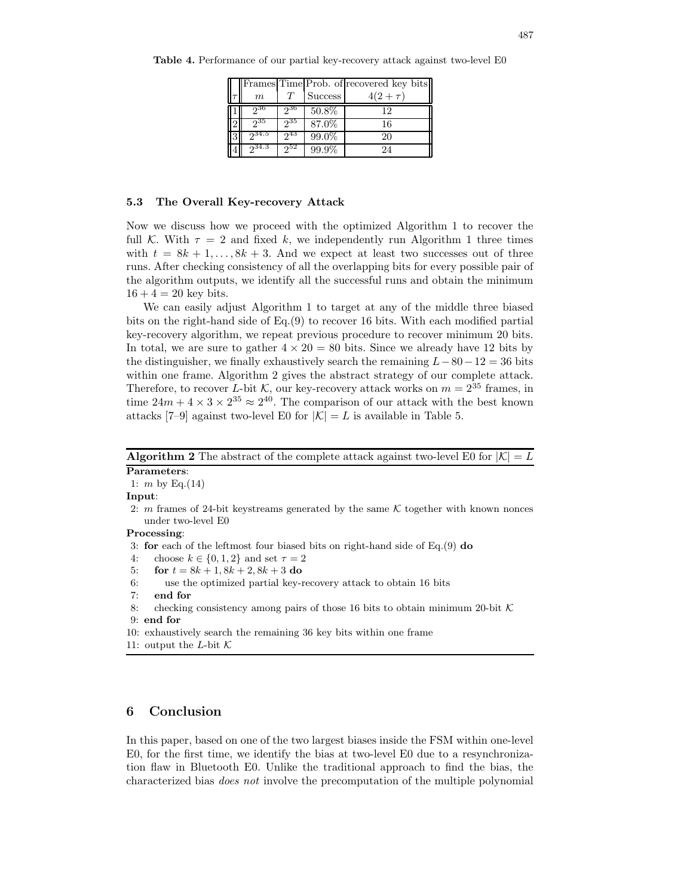**Table 4.** Performance of our partial key-recovery attack against two-level E0

| | Frames | Time | Prob. of | recovered key bits |
|---|---|---|---|---|
| $\tau$ | $m$ | $T$ | Success | $4(2+\tau)$ |
| 1 | $2^{36}$ | $2^{36}$ | 50.8% | 12 |
| 2 | $2^{35}$ | $2^{35}$ | 87.0% | 16 |
| 3 | $2^{34.5}$ | $2^{43}$ | 99.0% | 20 |
| 4 | $2^{34.3}$ | $2^{52}$ | 99.9% | 24 |

### 5.3 The Overall Key-recovery Attack

Now we discuss how we proceed with the optimized Algorithm 1 to recover the full $\mathcal{K}$. With $\tau = 2$ and fixed $k$, we independently run Algorithm 1 three times with $t = 8k+1, \ldots, 8k+3$. And we expect at least two successes out of three runs. After checking consistency of all the overlapping bits for every possible pair of the algorithm outputs, we identify all the successful runs and obtain the minimum $16 + 4 = 20$ key bits.

We can easily adjust Algorithm 1 to target at any of the middle three biased bits on the right-hand side of Eq.(9) to recover 16 bits. With each modified partial key-recovery algorithm, we repeat previous procedure to recover minimum 20 bits. In total, we are sure to gather $4 \times 20 = 80$ bits. Since we already have 12 bits by the distinguisher, we finally exhaustively search the remaining $L - 80 - 12 = 36$ bits within one frame. Algorithm 2 gives the abstract strategy of our complete attack. Therefore, to recover $L$-bit $\mathcal{K}$, our key-recovery attack works on $m = 2^{35}$ frames, in time $24m + 4 \times 3 \times 2^{35} \approx 2^{40}$. The comparison of our attack with the best known attacks [7–9] against two-level E0 for $|\mathcal{K}| = L$ is available in Table 5.

**Algorithm 2** The abstract of the complete attack against two-level E0 for $|\mathcal{K}| = L$

**Parameters**:
1: $m$ by Eq.(14)

**Input**:
2: $m$ frames of 24-bit keystreams generated by the same $\mathcal{K}$ together with known nonces under two-level E0

**Processing**:

```
3: for each of the leftmost four biased bits on right-hand side of Eq.(9) do
4:     choose k ∈ {0, 1, 2} and set τ = 2
5:     for t = 8k + 1, 8k + 2, 8k + 3 do
6:         use the optimized partial key-recovery attack to obtain 16 bits
7:     end for
8:     checking consistency among pairs of those 16 bits to obtain minimum 20-bit K
9: end for
10: exhaustively search the remaining 36 key bits within one frame
11: output the L-bit K
```

## 6 Conclusion

In this paper, based on one of the two largest biases inside the FSM within one-level E0, for the first time, we identify the bias at two-level E0 due to a resynchronization flaw in Bluetooth E0. Unlike the traditional approach to find the bias, the characterized bias *does not* involve the precomputation of the multiple polynomial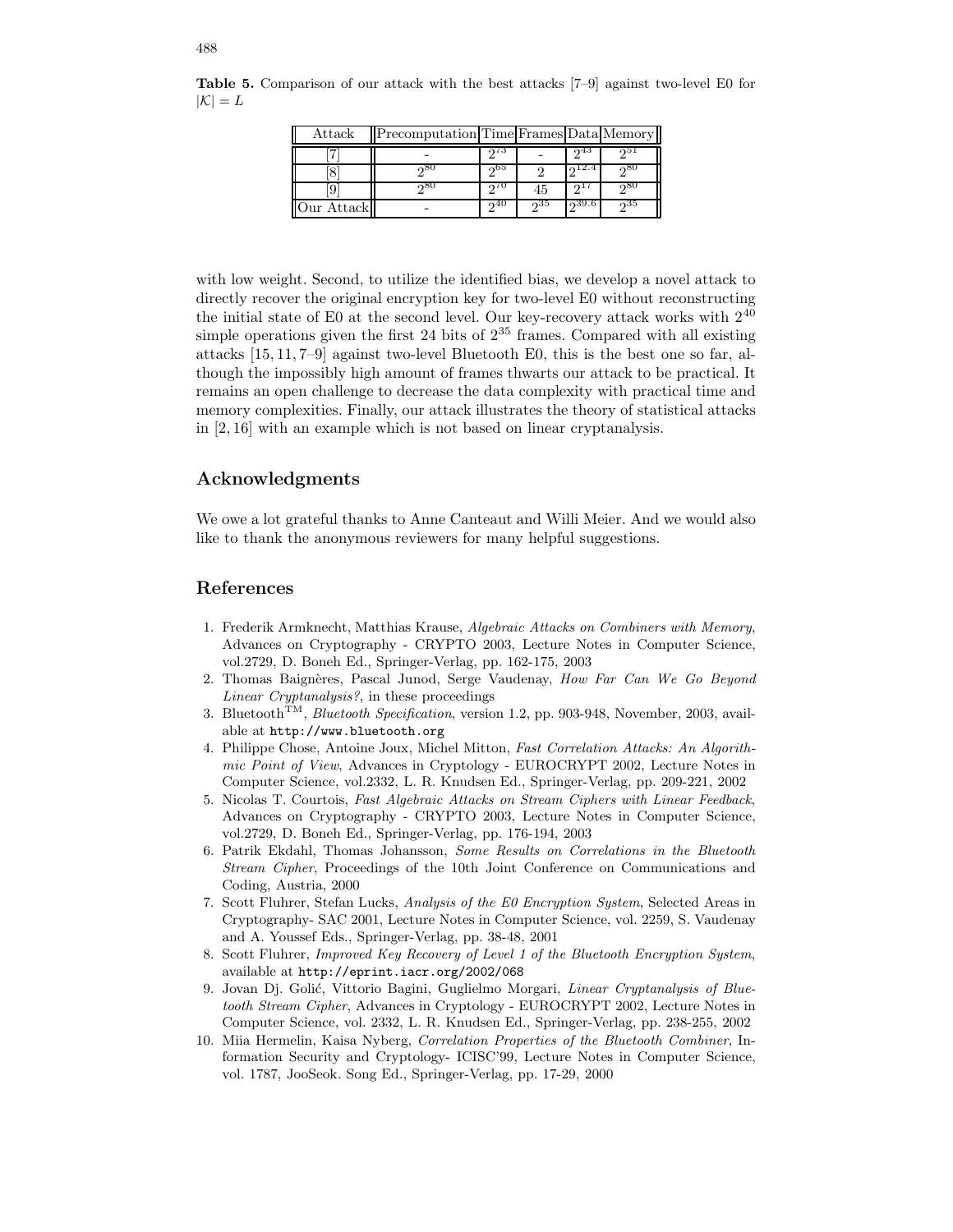**Table 5.** Comparison of our attack with the best attacks [7–9] against two-level E0 for $|\mathcal{K}| = L$

| Attack | Precomputation | Time | Frames | Data | Memory |
|---|---|---|---|---|---|
| [7] | - | $2^{73}$ | - | $2^{43}$ | $2^{51}$ |
| [8] | $2^{80}$ | $2^{65}$ | 2 | $2^{12.4}$ | $2^{80}$ |
| [9] | $2^{80}$ | $2^{70}$ | 45 | $2^{17}$ | $2^{80}$ |
| Our Attack | - | $2^{40}$ | $2^{35}$ | $2^{39.6}$ | $2^{35}$ |

with low weight. Second, to utilize the identified bias, we develop a novel attack to directly recover the original encryption key for two-level E0 without reconstructing the initial state of E0 at the second level. Our key-recovery attack works with $2^{40}$ simple operations given the first 24 bits of $2^{35}$ frames. Compared with all existing attacks [15, 11, 7–9] against two-level Bluetooth E0, this is the best one so far, although the impossibly high amount of frames thwarts our attack to be practical. It remains an open challenge to decrease the data complexity with practical time and memory complexities. Finally, our attack illustrates the theory of statistical attacks in [2, 16] with an example which is not based on linear cryptanalysis.

## Acknowledgments

We owe a lot grateful thanks to Anne Canteaut and Willi Meier. And we would also like to thank the anonymous reviewers for many helpful suggestions.

## References

1. Frederik Armknecht, Matthias Krause, *Algebraic Attacks on Combiners with Memory*, Advances on Cryptography - CRYPTO 2003, Lecture Notes in Computer Science, vol.2729, D. Boneh Ed., Springer-Verlag, pp. 162-175, 2003
2. Thomas Baignères, Pascal Junod, Serge Vaudenay, *How Far Can We Go Beyond Linear Cryptanalysis?*, in these proceedings
3. Bluetooth™, *Bluetooth Specification*, version 1.2, pp. 903-948, November, 2003, available at http://www.bluetooth.org
4. Philippe Chose, Antoine Joux, Michel Mitton, *Fast Correlation Attacks: An Algorithmic Point of View*, Advances in Cryptology - EUROCRYPT 2002, Lecture Notes in Computer Science, vol.2332, L. R. Knudsen Ed., Springer-Verlag, pp. 209-221, 2002
5. Nicolas T. Courtois, *Fast Algebraic Attacks on Stream Ciphers with Linear Feedback*, Advances on Cryptography - CRYPTO 2003, Lecture Notes in Computer Science, vol.2729, D. Boneh Ed., Springer-Verlag, pp. 176-194, 2003
6. Patrik Ekdahl, Thomas Johansson, *Some Results on Correlations in the Bluetooth Stream Cipher*, Proceedings of the 10th Joint Conference on Communications and Coding, Austria, 2000
7. Scott Fluhrer, Stefan Lucks, *Analysis of the E0 Encryption System*, Selected Areas in Cryptography- SAC 2001, Lecture Notes in Computer Science, vol. 2259, S. Vaudenay and A. Youssef Eds., Springer-Verlag, pp. 38-48, 2001
8. Scott Fluhrer, *Improved Key Recovery of Level 1 of the Bluetooth Encryption System*, available at http://eprint.iacr.org/2002/068
9. Jovan Dj. Golić, Vittorio Bagini, Guglielmo Morgari, *Linear Cryptanalysis of Bluetooth Stream Cipher*, Advances in Cryptology - EUROCRYPT 2002, Lecture Notes in Computer Science, vol. 2332, L. R. Knudsen Ed., Springer-Verlag, pp. 238-255, 2002
10. Miia Hermelin, Kaisa Nyberg, *Correlation Properties of the Bluetooth Combiner*, Information Security and Cryptology- ICISC'99, Lecture Notes in Computer Science, vol. 1787, JooSeok. Song Ed., Springer-Verlag, pp. 17-29, 2000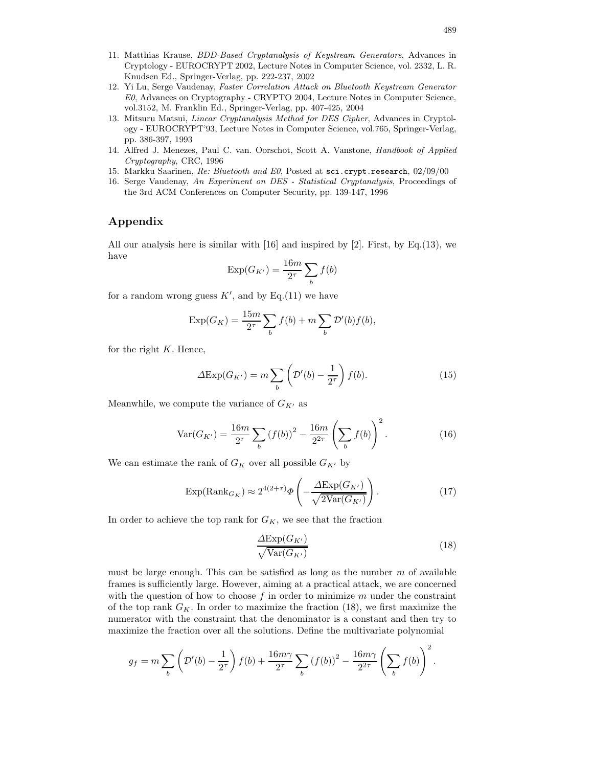11. Matthias Krause, *BDD-Based Cryptanalysis of Keystream Generators*, Advances in Cryptology - EUROCRYPT 2002, Lecture Notes in Computer Science, vol. 2332, L. R. Knudsen Ed., Springer-Verlag, pp. 222-237, 2002
12. Yi Lu, Serge Vaudenay, *Faster Correlation Attack on Bluetooth Keystream Generator E0*, Advances on Cryptography - CRYPTO 2004, Lecture Notes in Computer Science, vol.3152, M. Franklin Ed., Springer-Verlag, pp. 407-425, 2004
13. Mitsuru Matsui, *Linear Cryptanalysis Method for DES Cipher*, Advances in Cryptology - EUROCRYPT'93, Lecture Notes in Computer Science, vol.765, Springer-Verlag, pp. 386-397, 1993
14. Alfred J. Menezes, Paul C. van. Oorschot, Scott A. Vanstone, *Handbook of Applied Cryptography*, CRC, 1996
15. Markku Saarinen, *Re: Bluetooth and E0*, Posted at `sci.crypt.research`, 02/09/00
16. Serge Vaudenay, *An Experiment on DES - Statistical Cryptanalysis*, Proceedings of the 3rd ACM Conferences on Computer Security, pp. 139-147, 1996

## Appendix

All our analysis here is similar with [16] and inspired by [2]. First, by Eq.(13), we have

$$\mathrm{Exp}(G_{K'}) = \frac{16m}{2^{\tau}} \sum_b f(b)$$

for a random wrong guess $K'$, and by Eq.(11) we have

$$\mathrm{Exp}(G_K) = \frac{15m}{2^{\tau}} \sum_b f(b) + m \sum_b \mathcal{D}'(b) f(b),$$

for the right $K$. Hence,

$$\Delta\mathrm{Exp}(G_{K'}) = m \sum_b \left(\mathcal{D}'(b) - \frac{1}{2^{\tau}}\right) f(b). \tag{15}$$

Meanwhile, we compute the variance of $G_{K'}$ as

$$\mathrm{Var}(G_{K'}) = \frac{16m}{2^{\tau}} \sum_b (f(b))^2 - \frac{16m}{2^{2\tau}} \left(\sum_b f(b)\right)^2. \tag{16}$$

We can estimate the rank of $G_K$ over all possible $G_{K'}$ by

$$\mathrm{Exp}(\mathrm{Rank}_{G_K}) \approx 2^{4(2+\tau)} \Phi\left(-\frac{\Delta\mathrm{Exp}(G_{K'})}{\sqrt{2\mathrm{Var}(G_{K'})}}\right). \tag{17}$$

In order to achieve the top rank for $G_K$, we see that the fraction

$$\frac{\Delta\mathrm{Exp}(G_{K'})}{\sqrt{\mathrm{Var}(G_{K'})}} \tag{18}$$

must be large enough. This can be satisfied as long as the number $m$ of available frames is sufficiently large. However, aiming at a practical attack, we are concerned with the question of how to choose $f$ in order to minimize $m$ under the constraint of the top rank $G_K$. In order to maximize the fraction (18), we first maximize the numerator with the constraint that the denominator is a constant and then try to maximize the fraction over all the solutions. Define the multivariate polynomial

$$g_f = m \sum_b \left(\mathcal{D}'(b) - \frac{1}{2^{\tau}}\right) f(b) + \frac{16m\gamma}{2^{\tau}} \sum_b (f(b))^2 - \frac{16m\gamma}{2^{2\tau}} \left(\sum_b f(b)\right)^2.$$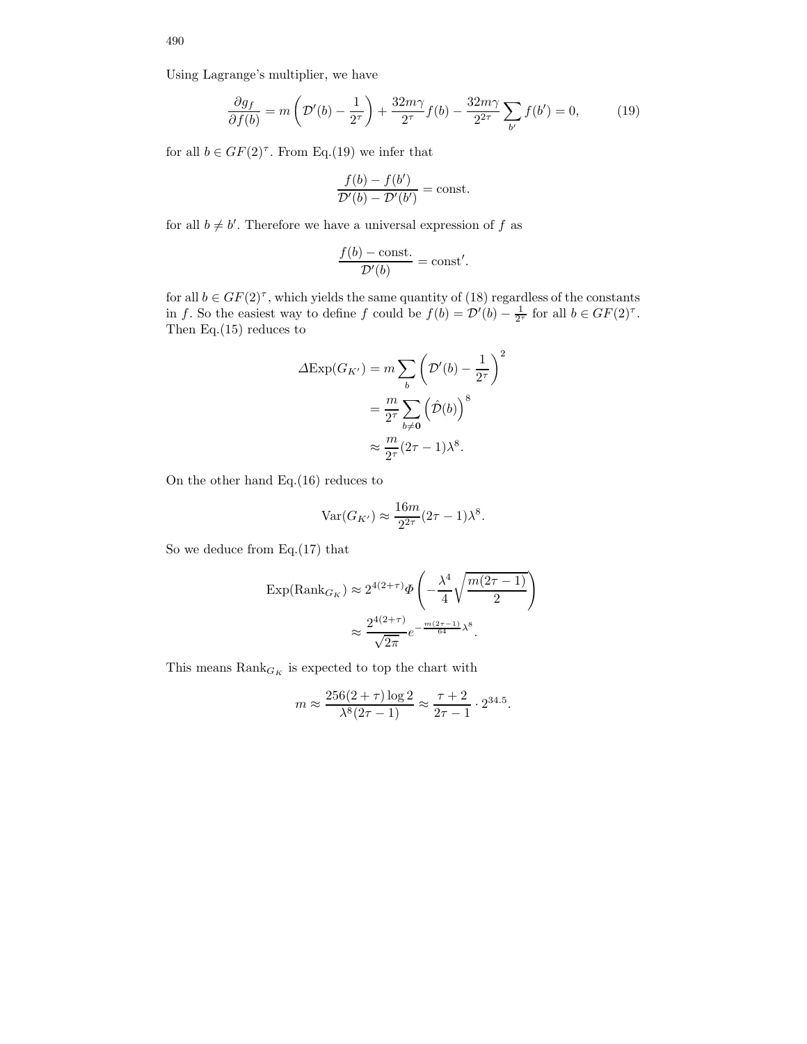Using Lagrange's multiplier, we have

$$\frac{\partial g_f}{\partial f(b)} = m\left(\mathcal{D}'(b) - \frac{1}{2^\tau}\right) + \frac{32m\gamma}{2^\tau} f(b) - \frac{32m\gamma}{2^{2\tau}} \sum_{b'} f(b') = 0, \qquad (19)$$

for all $b \in GF(2)^\tau$. From Eq.(19) we infer that

$$\frac{f(b) - f(b')}{\mathcal{D}'(b) - \mathcal{D}'(b')} = \text{const.}$$

for all $b \neq b'$. Therefore we have a universal expression of $f$ as

$$\frac{f(b) - \text{const.}}{\mathcal{D}'(b)} = \text{const}'.$$

for all $b \in GF(2)^\tau$, which yields the same quantity of (18) regardless of the constants in $f$. So the easiest way to define $f$ could be $f(b) = \mathcal{D}'(b) - \frac{1}{2^\tau}$ for all $b \in GF(2)^\tau$. Then Eq.(15) reduces to

$$\begin{aligned}
\Delta\text{Exp}(G_{K'}) &= m \sum_b \left(\mathcal{D}'(b) - \frac{1}{2^\tau}\right)^2 \\
&= \frac{m}{2^\tau} \sum_{b \neq \mathbf{0}} \left(\hat{\mathcal{D}}(b)\right)^8 \\
&\approx \frac{m}{2^\tau}(2\tau - 1)\lambda^8.
\end{aligned}$$

On the other hand Eq.(16) reduces to

$$\text{Var}(G_{K'}) \approx \frac{16m}{2^{2\tau}}(2\tau - 1)\lambda^8.$$

So we deduce from Eq.(17) that

$$\begin{aligned}
\text{Exp}(\text{Rank}_{G_K}) &\approx 2^{4(2+\tau)} \Phi\left(-\frac{\lambda^4}{4}\sqrt{\frac{m(2\tau-1)}{2}}\right) \\
&\approx \frac{2^{4(2+\tau)}}{\sqrt{2\pi}} e^{-\frac{m(2\tau-1)}{64}\lambda^8}.
\end{aligned}$$

This means $\text{Rank}_{G_K}$ is expected to top the chart with

$$m \approx \frac{256(2+\tau)\log 2}{\lambda^8(2\tau - 1)} \approx \frac{\tau + 2}{2\tau - 1} \cdot 2^{34.5}.$$